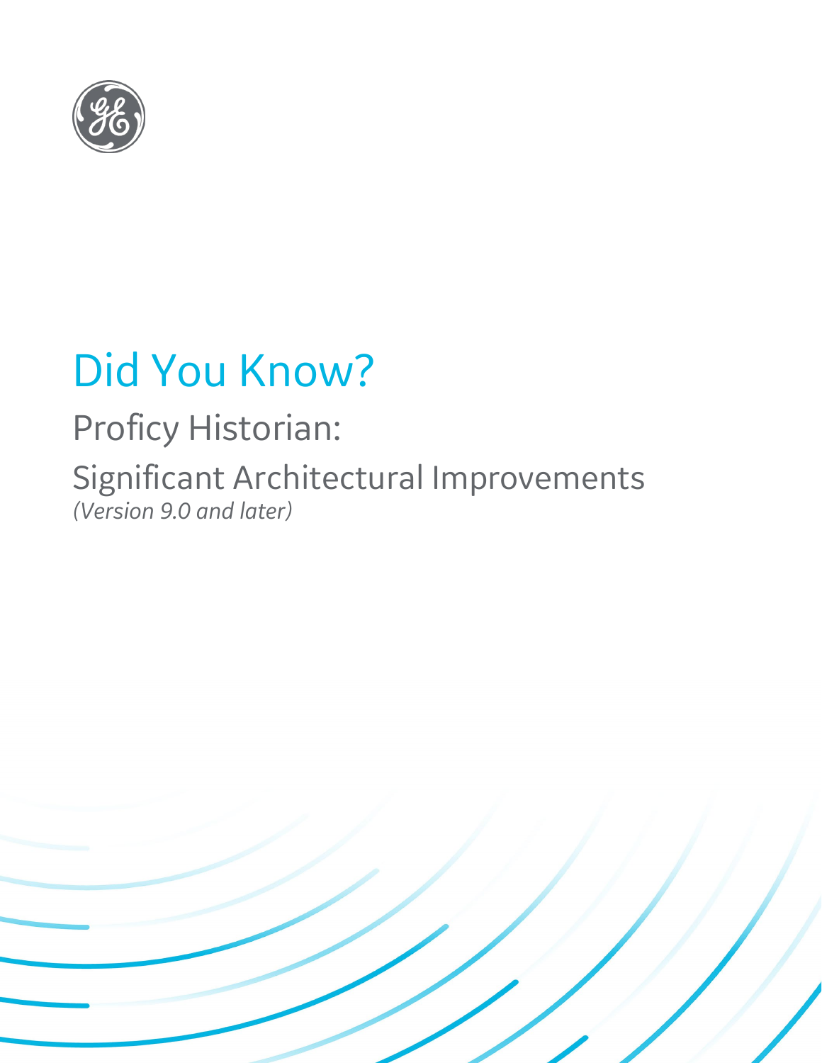# Did You Know?

## Proficy Historian:

## Significant Architectural Improvements

*(Version 9.0 and later)*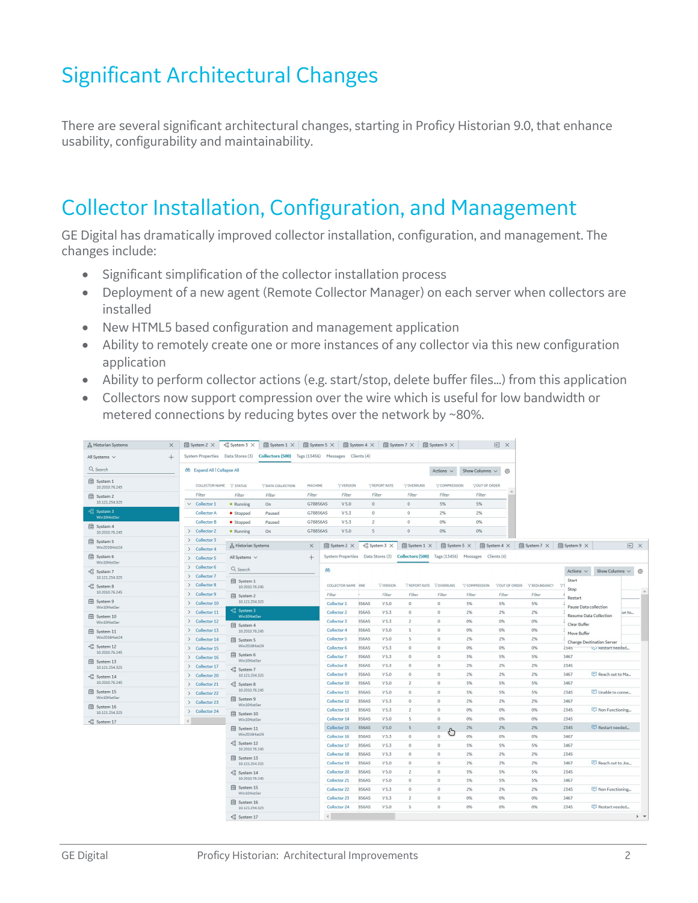# Significant Architectural Changes

There are several significant architectural changes, starting in Proficy Historian 9.0, that enhance usability, configurability and maintainability.

# Collector Installation, Configuration, and Management

GE Digital has dramatically improved collector installation, configuration, and management. The changes include:

- Significant simplification of the collector installation process
- Deployment of a new agent (Remote Collector Manager) on each server when collectors are installed
- New HTML5 based configuration and management application
- Ability to remotely create one or more instances of any collector via this new configuration application
- Ability to perform collector actions (e.g. start/stop, delete buffer files...) from this application
- Collectors now support compression over the wire which is useful for low bandwidth or metered connections by reducing bytes over the network by ~80%.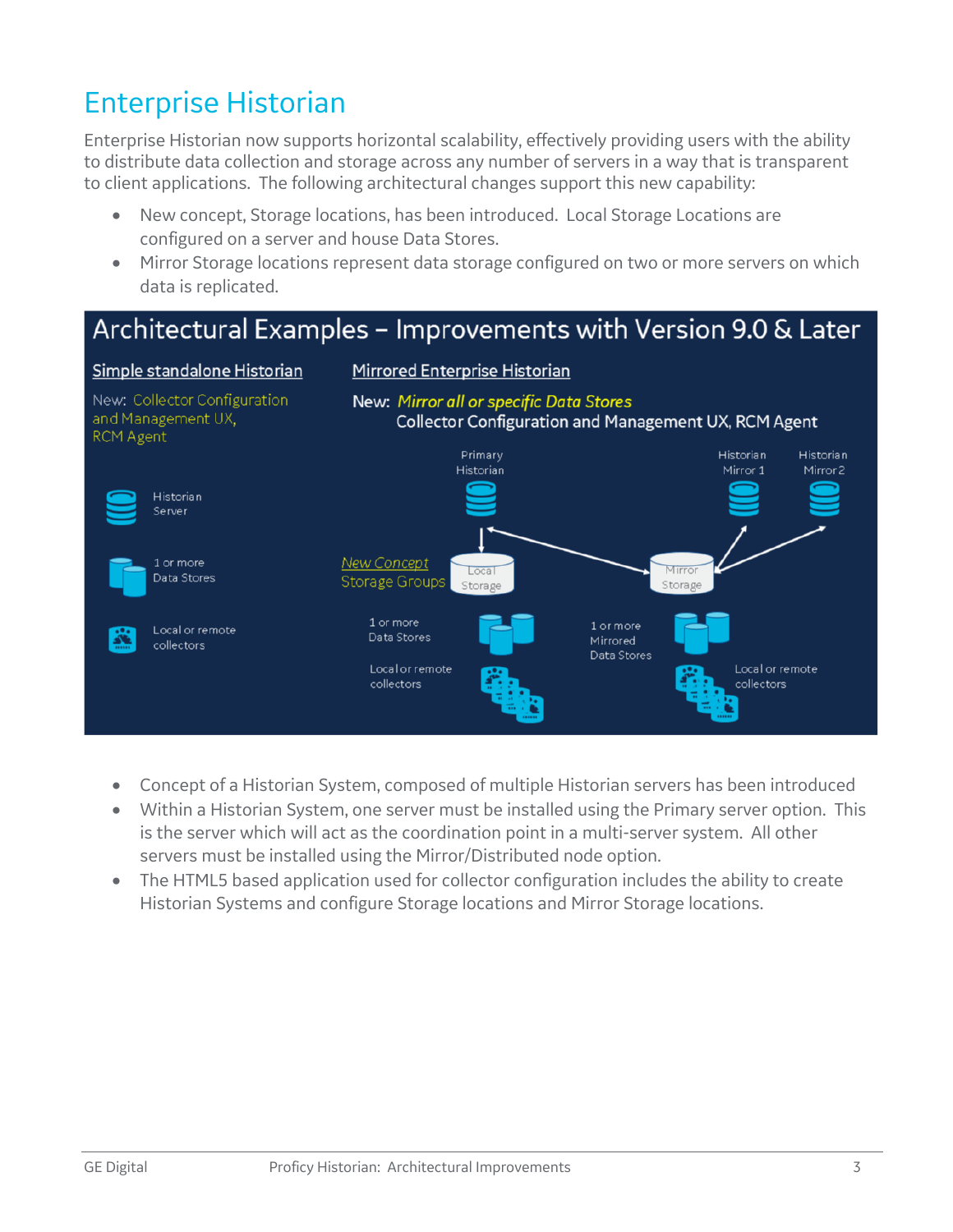# Enterprise Historian

Enterprise Historian now supports horizontal scalability, effectively providing users with the ability to distribute data collection and storage across any number of servers in a way that is transparent to client applications. The following architectural changes support this new capability:

- New concept, Storage locations, has been introduced. Local Storage Locations are configured on a server and house Data Stores.
- Mirror Storage locations represent data storage configured on two or more servers on which data is replicated.

## Architectural Examples – Improvements with Version 9.0 & Later

**Simple standalone Historian**

New: Collector Configuration and Management UX, RCM Agent

- Historian Server
- 1 or more Data Stores
- Local or remote collectors

**Mirrored Enterprise Historian**

New: *Mirror all or specific Data Stores*
Collector Configuration and Management UX, RCM Agent

- Primary Historian
- Historian Mirror 1
- Historian Mirror 2
- New Concept Storage Groups: Local Storage, Mirror Storage
- 1 or more Data Stores
- Local or remote collectors
- 1 or more Mirrored Data Stores
- Local or remote collectors

---

- Concept of a Historian System, composed of multiple Historian servers has been introduced
- Within a Historian System, one server must be installed using the Primary server option. This is the server which will act as the coordination point in a multi-server system. All other servers must be installed using the Mirror/Distributed node option.
- The HTML5 based application used for collector configuration includes the ability to create Historian Systems and configure Storage locations and Mirror Storage locations.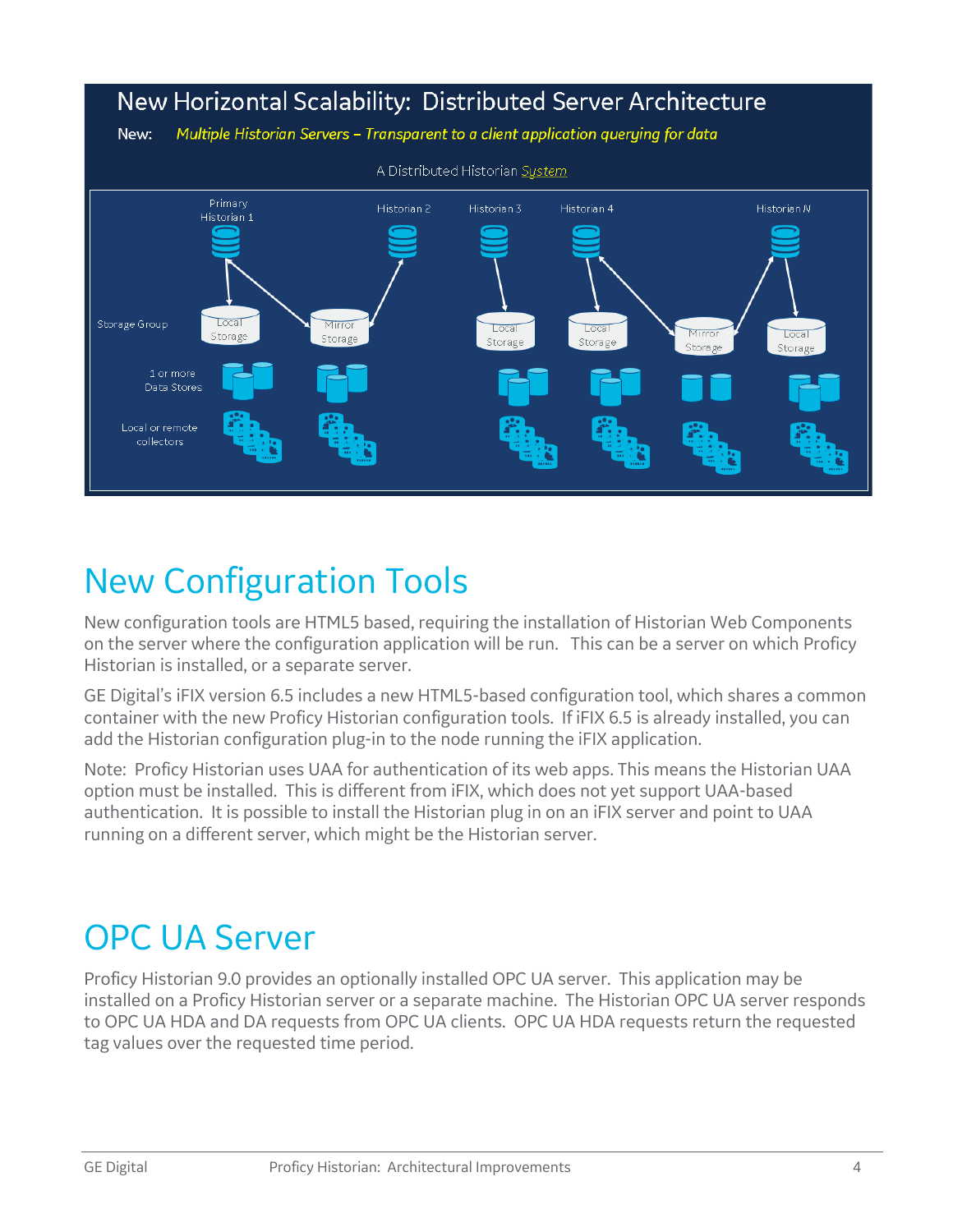## New Horizontal Scalability: Distributed Server Architecture

New: *Multiple Historian Servers – Transparent to a client application querying for data*

A Distributed Historian System

# New Configuration Tools

New configuration tools are HTML5 based, requiring the installation of Historian Web Components on the server where the configuration application will be run. This can be a server on which Proficy Historian is installed, or a separate server.

GE Digital's iFIX version 6.5 includes a new HTML5-based configuration tool, which shares a common container with the new Proficy Historian configuration tools. If iFIX 6.5 is already installed, you can add the Historian configuration plug-in to the node running the iFIX application.

Note: Proficy Historian uses UAA for authentication of its web apps. This means the Historian UAA option must be installed. This is different from iFIX, which does not yet support UAA-based authentication. It is possible to install the Historian plug in on an iFIX server and point to UAA running on a different server, which might be the Historian server.

# OPC UA Server

Proficy Historian 9.0 provides an optionally installed OPC UA server. This application may be installed on a Proficy Historian server or a separate machine. The Historian OPC UA server responds to OPC UA HDA and DA requests from OPC UA clients. OPC UA HDA requests return the requested tag values over the requested time period.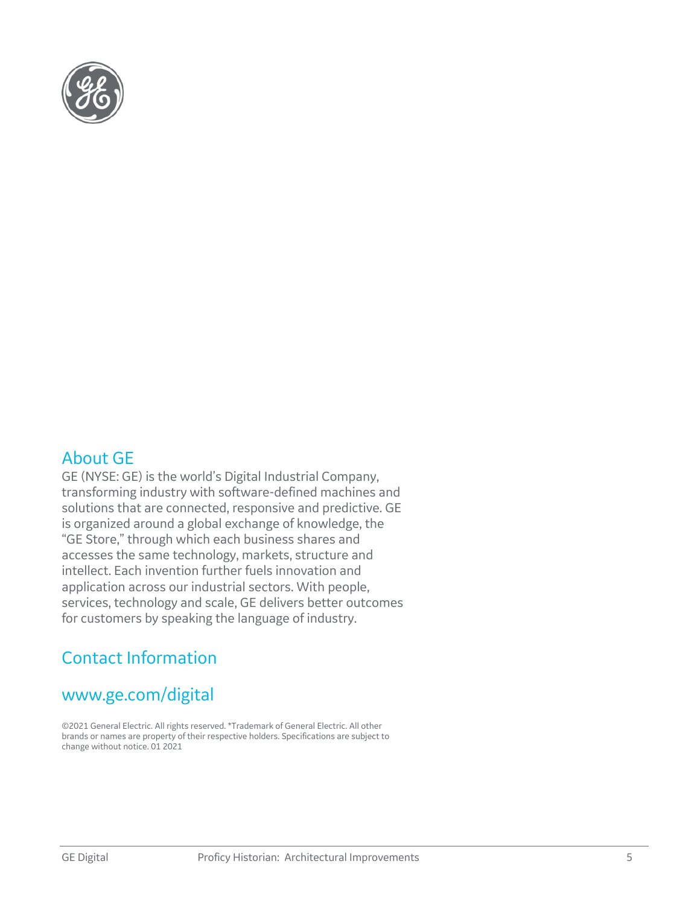## About GE

GE (NYSE: GE) is the world's Digital Industrial Company, transforming industry with software-defined machines and solutions that are connected, responsive and predictive. GE is organized around a global exchange of knowledge, the "GE Store," through which each business shares and accesses the same technology, markets, structure and intellect. Each invention further fuels innovation and application across our industrial sectors. With people, services, technology and scale, GE delivers better outcomes for customers by speaking the language of industry.

## Contact Information

## www.ge.com/digital

©2021 General Electric. All rights reserved. *Trademark of General Electric. All other brands or names are property of their respective holders. Specifications are subject to change without notice. 01 2021